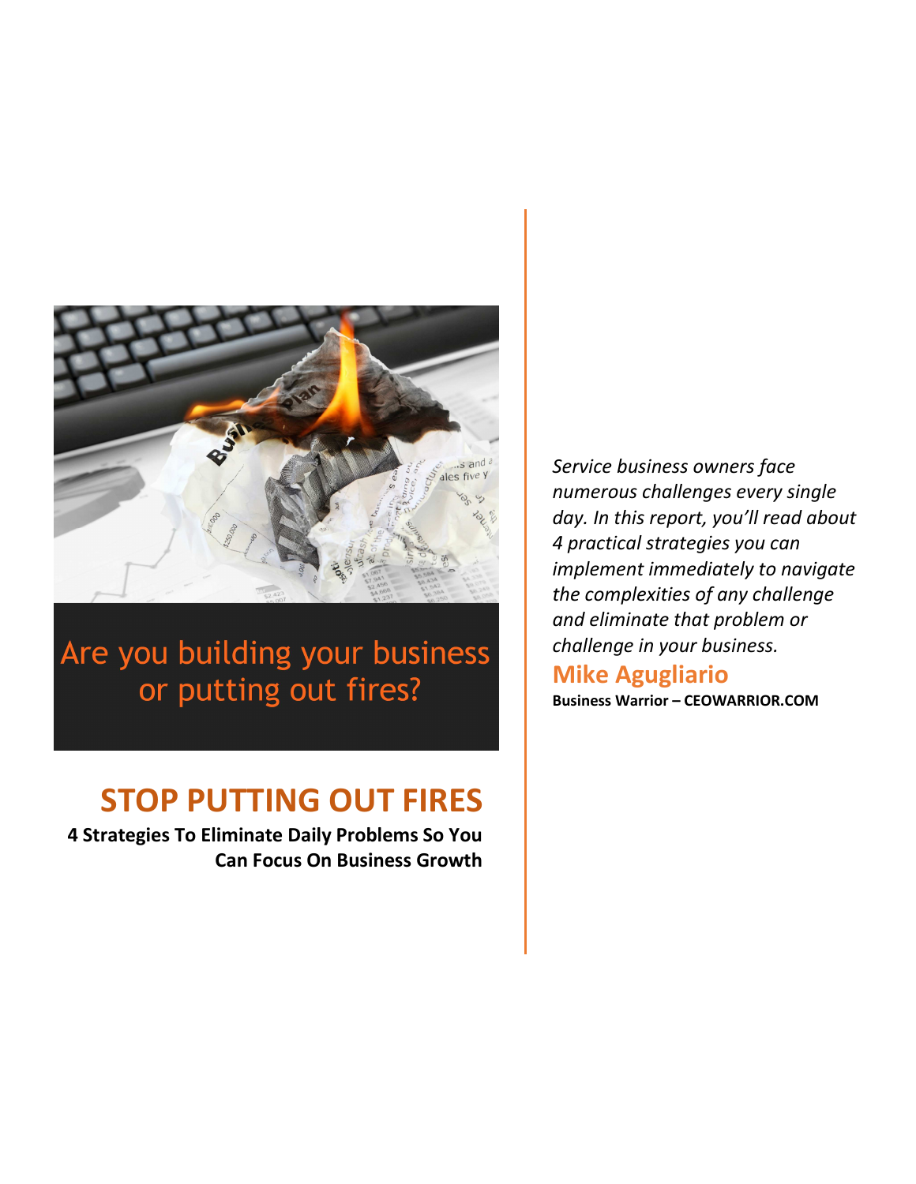Are you building your business or putting out fires?

# STOP PUTTING OUT FIRES

**4 Strategies To Eliminate Daily Problems So You Can Focus On Business Growth**

*Service business owners face numerous challenges every single day. In this report, you'll read about 4 practical strategies you can implement immediately to navigate the complexities of any challenge and eliminate that problem or challenge in your business.*

**Mike Agugliario**

**Business Warrior – CEOWARRIOR.COM**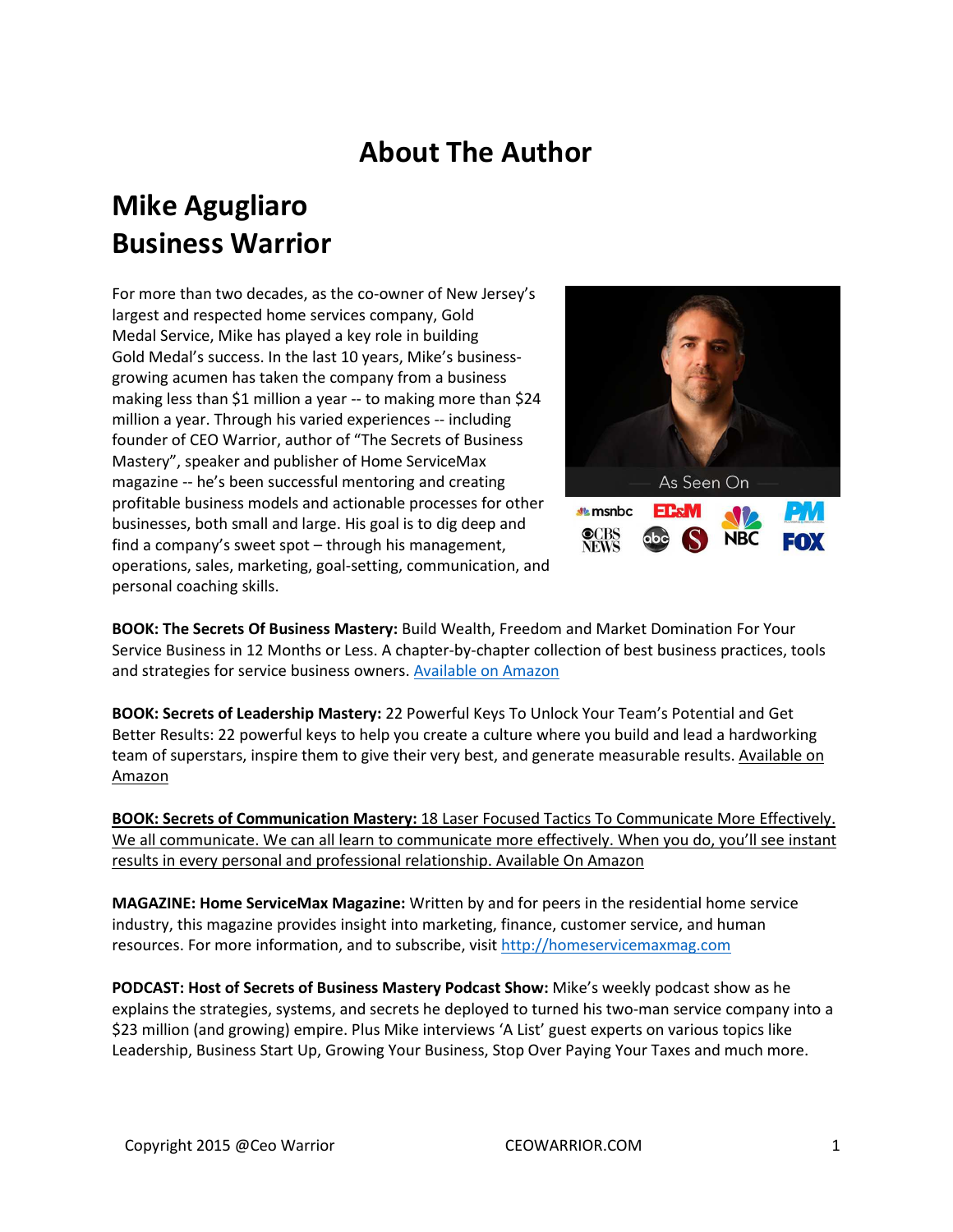# About The Author

## Mike Agugliaro
## Business Warrior

For more than two decades, as the co-owner of New Jersey's largest and respected home services company, Gold Medal Service, Mike has played a key role in building Gold Medal's success. In the last 10 years, Mike's business-growing acumen has taken the company from a business making less than $1 million a year -- to making more than $24 million a year. Through his varied experiences -- including founder of CEO Warrior, author of "The Secrets of Business Mastery", speaker and publisher of Home ServiceMax magazine -- he's been successful mentoring and creating profitable business models and actionable processes for other businesses, both small and large. His goal is to dig deep and find a company's sweet spot – through his management, operations, sales, marketing, goal-setting, communication, and personal coaching skills.

**BOOK: The Secrets Of Business Mastery:** Build Wealth, Freedom and Market Domination For Your Service Business in 12 Months or Less. A chapter-by-chapter collection of best business practices, tools and strategies for service business owners. Available on Amazon

**BOOK: Secrets of Leadership Mastery:** 22 Powerful Keys To Unlock Your Team's Potential and Get Better Results: 22 powerful keys to help you create a culture where you build and lead a hardworking team of superstars, inspire them to give their very best, and generate measurable results. Available on Amazon

**BOOK: Secrets of Communication Mastery:** 18 Laser Focused Tactics To Communicate More Effectively. We all communicate. We can all learn to communicate more effectively. When you do, you'll see instant results in every personal and professional relationship. Available On Amazon

**MAGAZINE: Home ServiceMax Magazine:** Written by and for peers in the residential home service industry, this magazine provides insight into marketing, finance, customer service, and human resources. For more information, and to subscribe, visit http://homeservicemaxmag.com

**PODCAST: Host of Secrets of Business Mastery Podcast Show:** Mike's weekly podcast show as he explains the strategies, systems, and secrets he deployed to turned his two-man service company into a $23 million (and growing) empire. Plus Mike interviews 'A List' guest experts on various topics like Leadership, Business Start Up, Growing Your Business, Stop Over Paying Your Taxes and much more.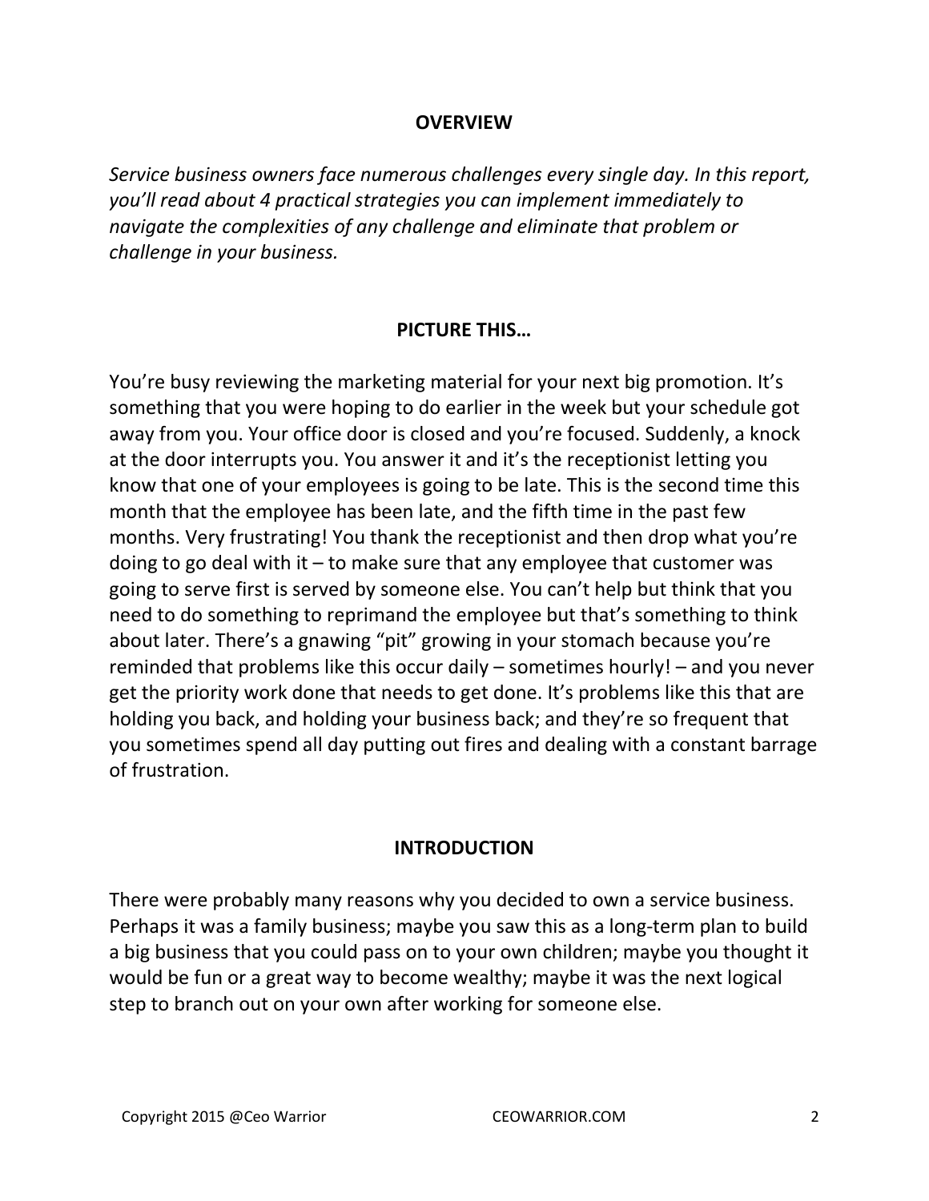## OVERVIEW

*Service business owners face numerous challenges every single day. In this report, you'll read about 4 practical strategies you can implement immediately to navigate the complexities of any challenge and eliminate that problem or challenge in your business.*

## PICTURE THIS…

You're busy reviewing the marketing material for your next big promotion. It's something that you were hoping to do earlier in the week but your schedule got away from you. Your office door is closed and you're focused. Suddenly, a knock at the door interrupts you. You answer it and it's the receptionist letting you know that one of your employees is going to be late. This is the second time this month that the employee has been late, and the fifth time in the past few months. Very frustrating! You thank the receptionist and then drop what you're doing to go deal with it – to make sure that any employee that customer was going to serve first is served by someone else. You can't help but think that you need to do something to reprimand the employee but that's something to think about later. There's a gnawing "pit" growing in your stomach because you're reminded that problems like this occur daily – sometimes hourly! – and you never get the priority work done that needs to get done. It's problems like this that are holding you back, and holding your business back; and they're so frequent that you sometimes spend all day putting out fires and dealing with a constant barrage of frustration.

## INTRODUCTION

There were probably many reasons why you decided to own a service business. Perhaps it was a family business; maybe you saw this as a long-term plan to build a big business that you could pass on to your own children; maybe you thought it would be fun or a great way to become wealthy; maybe it was the next logical step to branch out on your own after working for someone else.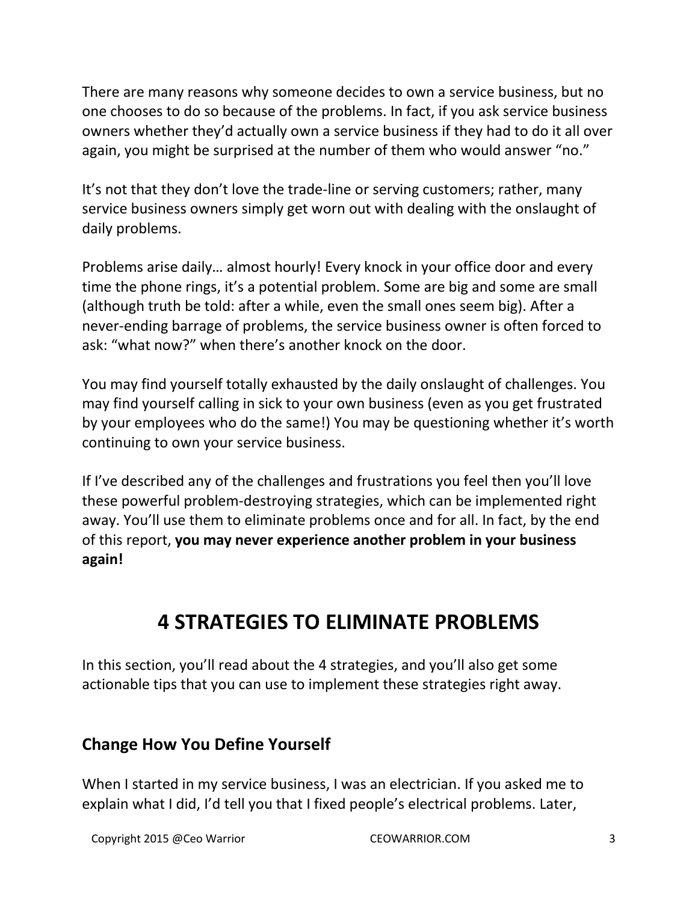There are many reasons why someone decides to own a service business, but no one chooses to do so because of the problems. In fact, if you ask service business owners whether they'd actually own a service business if they had to do it all over again, you might be surprised at the number of them who would answer "no."

It's not that they don't love the trade-line or serving customers; rather, many service business owners simply get worn out with dealing with the onslaught of daily problems.

Problems arise daily… almost hourly! Every knock in your office door and every time the phone rings, it's a potential problem. Some are big and some are small (although truth be told: after a while, even the small ones seem big). After a never-ending barrage of problems, the service business owner is often forced to ask: "what now?" when there's another knock on the door.

You may find yourself totally exhausted by the daily onslaught of challenges. You may find yourself calling in sick to your own business (even as you get frustrated by your employees who do the same!) You may be questioning whether it's worth continuing to own your service business.

If I've described any of the challenges and frustrations you feel then you'll love these powerful problem-destroying strategies, which can be implemented right away. You'll use them to eliminate problems once and for all. In fact, by the end of this report, **you may never experience another problem in your business again!**

# 4 STRATEGIES TO ELIMINATE PROBLEMS

In this section, you'll read about the 4 strategies, and you'll also get some actionable tips that you can use to implement these strategies right away.

## Change How You Define Yourself

When I started in my service business, I was an electrician. If you asked me to explain what I did, I'd tell you that I fixed people's electrical problems. Later,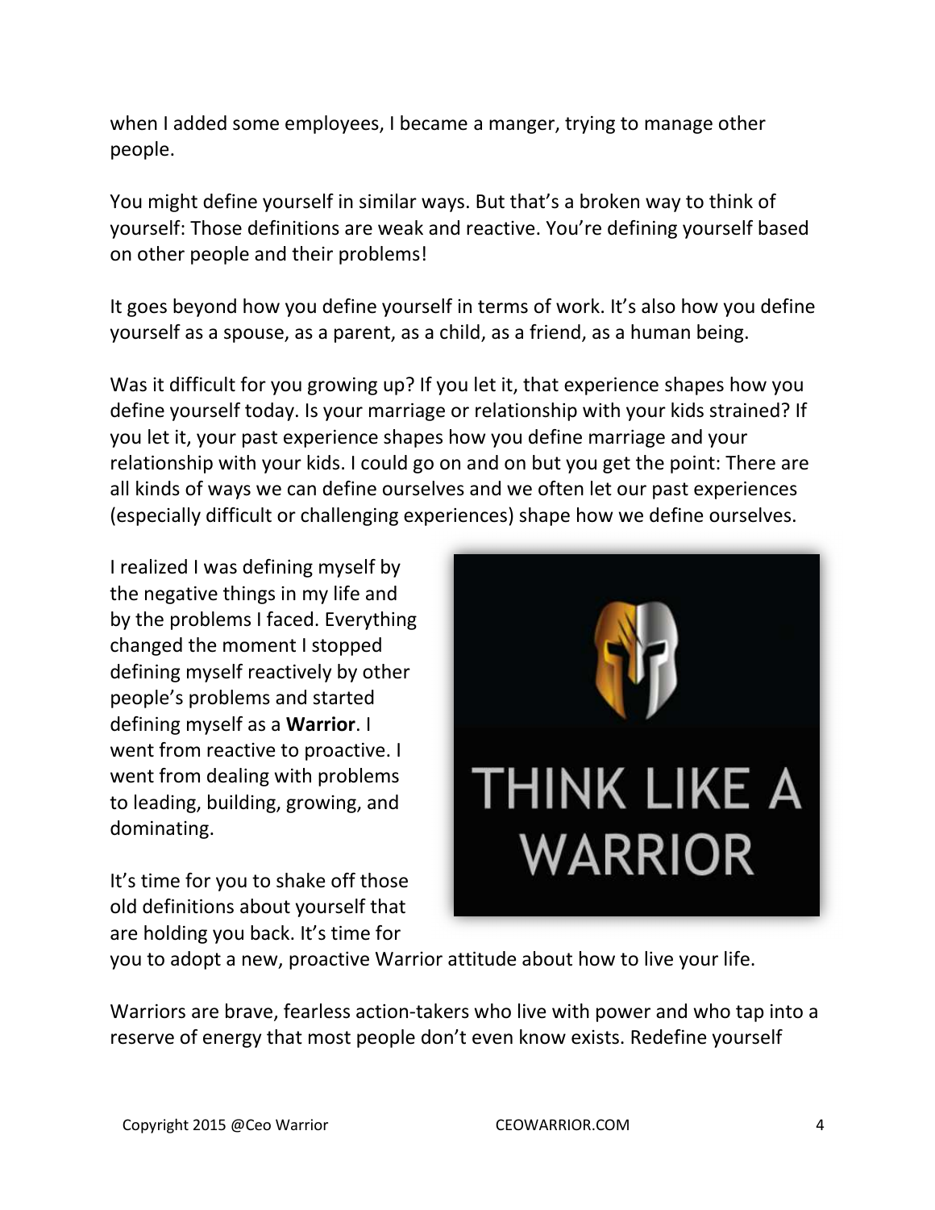when I added some employees, I became a manger, trying to manage other people.

You might define yourself in similar ways. But that's a broken way to think of yourself: Those definitions are weak and reactive. You're defining yourself based on other people and their problems!

It goes beyond how you define yourself in terms of work. It's also how you define yourself as a spouse, as a parent, as a child, as a friend, as a human being.

Was it difficult for you growing up? If you let it, that experience shapes how you define yourself today. Is your marriage or relationship with your kids strained? If you let it, your past experience shapes how you define marriage and your relationship with your kids. I could go on and on but you get the point: There are all kinds of ways we can define ourselves and we often let our past experiences (especially difficult or challenging experiences) shape how we define ourselves.

I realized I was defining myself by the negative things in my life and by the problems I faced. Everything changed the moment I stopped defining myself reactively by other people's problems and started defining myself as a **Warrior**. I went from reactive to proactive. I went from dealing with problems to leading, building, growing, and dominating.

THINK LIKE A WARRIOR

It's time for you to shake off those old definitions about yourself that are holding you back. It's time for you to adopt a new, proactive Warrior attitude about how to live your life.

Warriors are brave, fearless action-takers who live with power and who tap into a reserve of energy that most people don't even know exists. Redefine yourself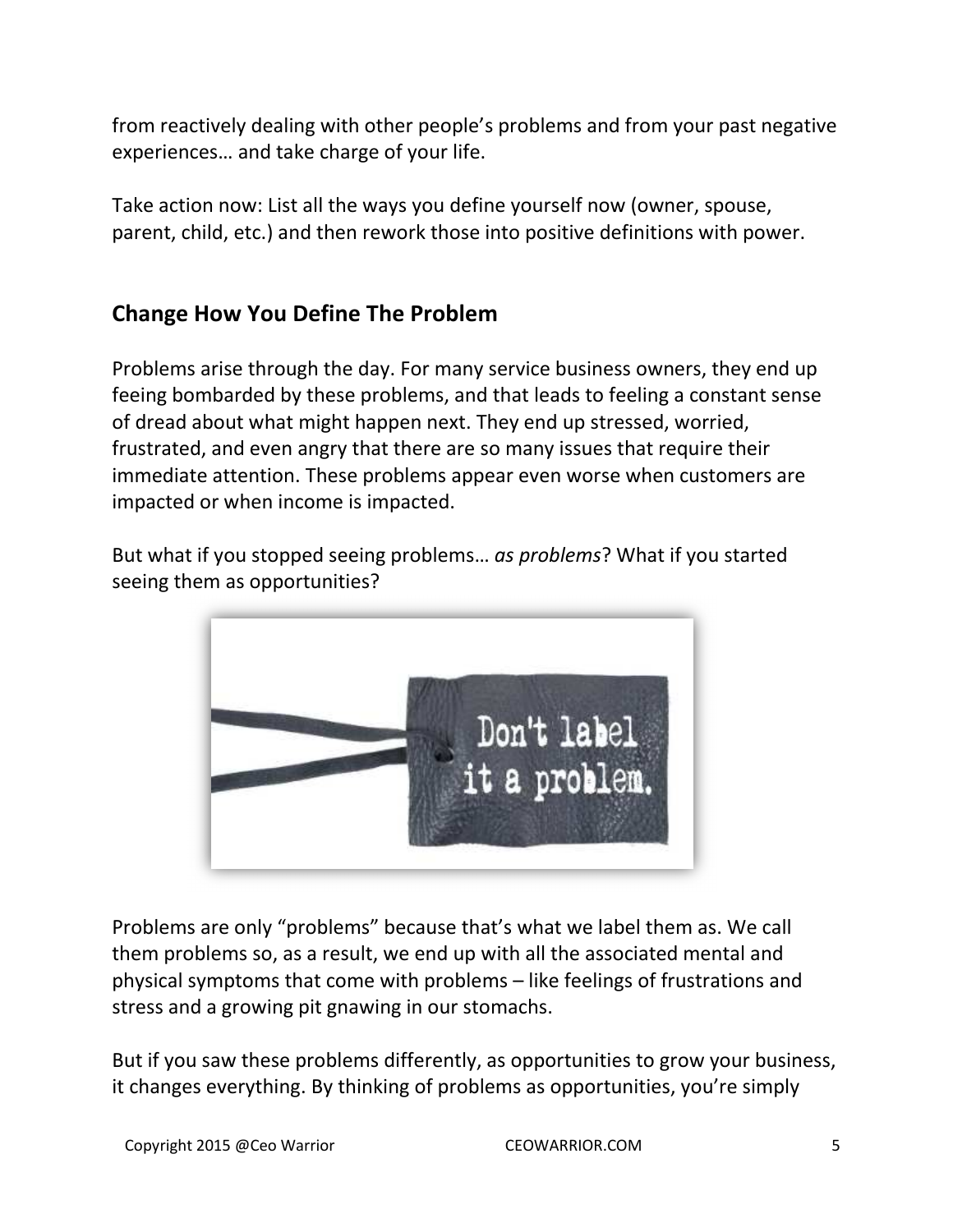from reactively dealing with other people's problems and from your past negative experiences… and take charge of your life.

Take action now: List all the ways you define yourself now (owner, spouse, parent, child, etc.) and then rework those into positive definitions with power.

## Change How You Define The Problem

Problems arise through the day. For many service business owners, they end up feeing bombarded by these problems, and that leads to feeling a constant sense of dread about what might happen next. They end up stressed, worried, frustrated, and even angry that there are so many issues that require their immediate attention. These problems appear even worse when customers are impacted or when income is impacted.

But what if you stopped seeing problems… *as problems*? What if you started seeing them as opportunities?

Problems are only "problems" because that's what we label them as. We call them problems so, as a result, we end up with all the associated mental and physical symptoms that come with problems – like feelings of frustrations and stress and a growing pit gnawing in our stomachs.

But if you saw these problems differently, as opportunities to grow your business, it changes everything. By thinking of problems as opportunities, you're simply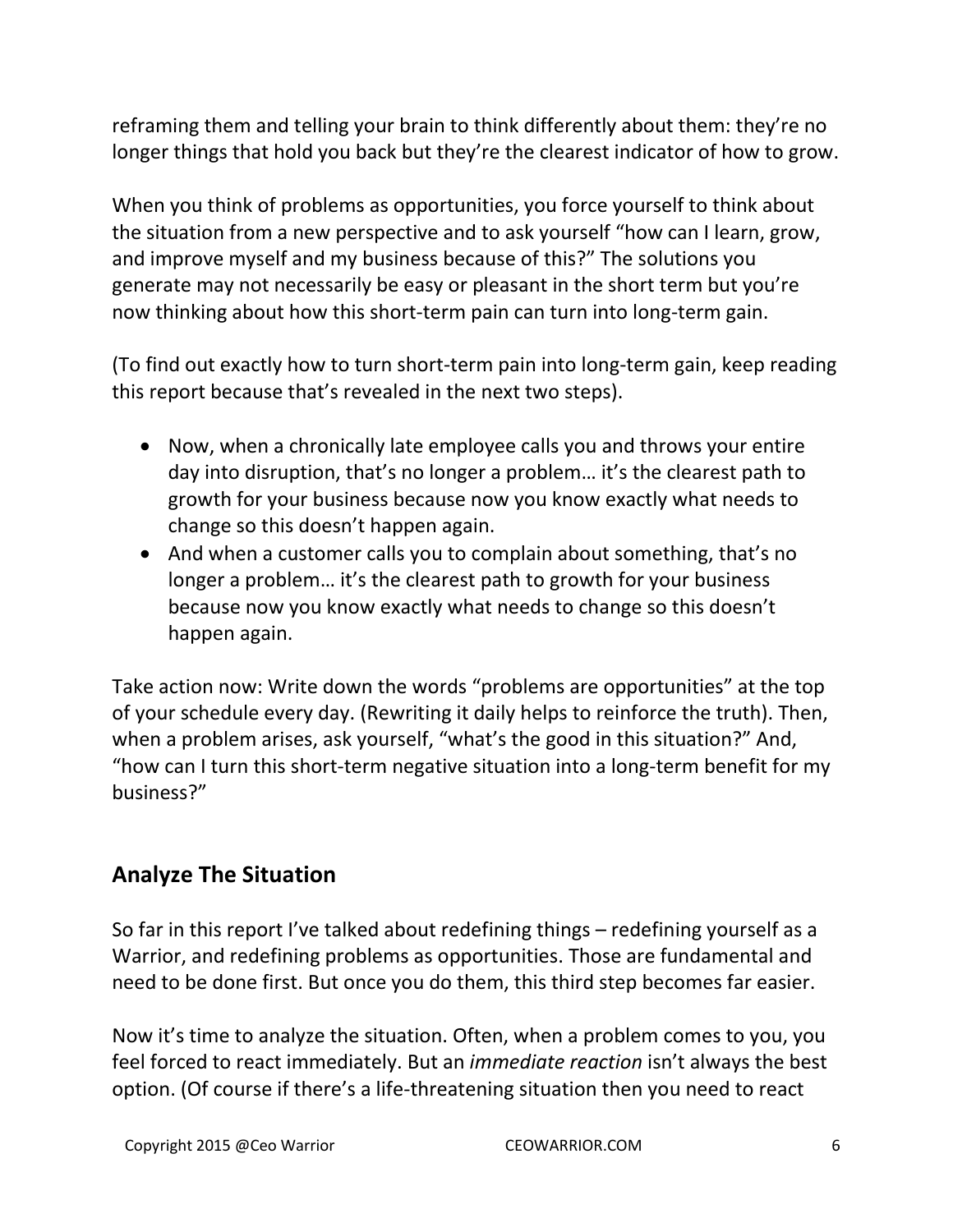reframing them and telling your brain to think differently about them: they're no longer things that hold you back but they're the clearest indicator of how to grow.

When you think of problems as opportunities, you force yourself to think about the situation from a new perspective and to ask yourself "how can I learn, grow, and improve myself and my business because of this?" The solutions you generate may not necessarily be easy or pleasant in the short term but you're now thinking about how this short-term pain can turn into long-term gain.

(To find out exactly how to turn short-term pain into long-term gain, keep reading this report because that's revealed in the next two steps).

- Now, when a chronically late employee calls you and throws your entire day into disruption, that's no longer a problem… it's the clearest path to growth for your business because now you know exactly what needs to change so this doesn't happen again.
- And when a customer calls you to complain about something, that's no longer a problem… it's the clearest path to growth for your business because now you know exactly what needs to change so this doesn't happen again.

Take action now: Write down the words "problems are opportunities" at the top of your schedule every day. (Rewriting it daily helps to reinforce the truth). Then, when a problem arises, ask yourself, "what's the good in this situation?" And, "how can I turn this short-term negative situation into a long-term benefit for my business?"

## Analyze The Situation

So far in this report I've talked about redefining things – redefining yourself as a Warrior, and redefining problems as opportunities. Those are fundamental and need to be done first. But once you do them, this third step becomes far easier.

Now it's time to analyze the situation. Often, when a problem comes to you, you feel forced to react immediately. But an *immediate reaction* isn't always the best option. (Of course if there's a life-threatening situation then you need to react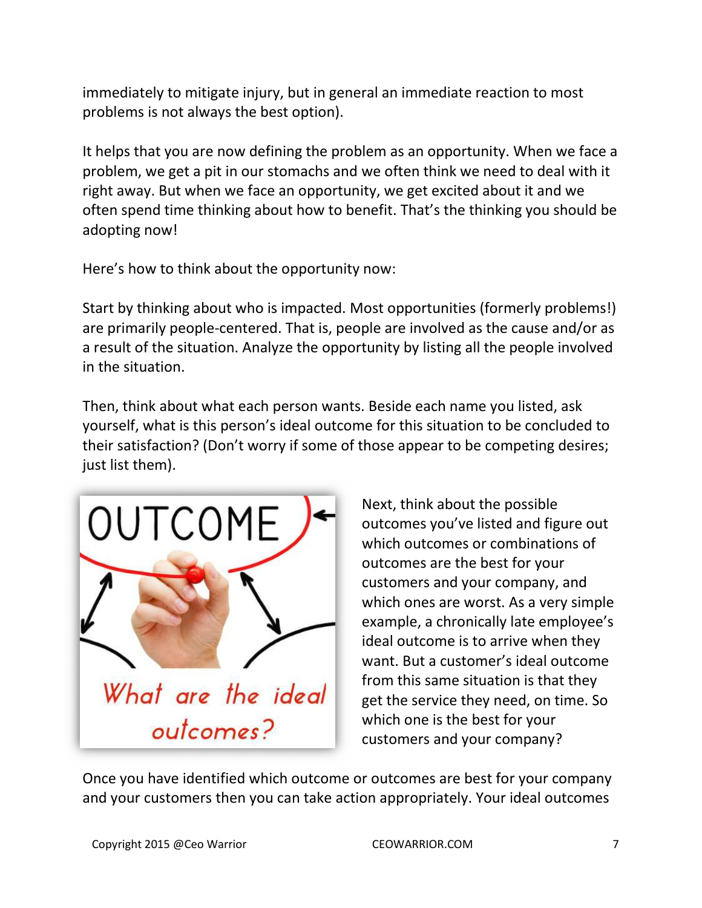immediately to mitigate injury, but in general an immediate reaction to most problems is not always the best option).

It helps that you are now defining the problem as an opportunity. When we face a problem, we get a pit in our stomachs and we often think we need to deal with it right away. But when we face an opportunity, we get excited about it and we often spend time thinking about how to benefit. That's the thinking you should be adopting now!

Here's how to think about the opportunity now:

Start by thinking about who is impacted. Most opportunities (formerly problems!) are primarily people-centered. That is, people are involved as the cause and/or as a result of the situation. Analyze the opportunity by listing all the people involved in the situation.

Then, think about what each person wants. Beside each name you listed, ask yourself, what is this person's ideal outcome for this situation to be concluded to their satisfaction? (Don't worry if some of those appear to be competing desires; just list them).

Next, think about the possible outcomes you've listed and figure out which outcomes or combinations of outcomes are the best for your customers and your company, and which ones are worst. As a very simple example, a chronically late employee's ideal outcome is to arrive when they want. But a customer's ideal outcome from this same situation is that they get the service they need, on time. So which one is the best for your customers and your company?

Once you have identified which outcome or outcomes are best for your company and your customers then you can take action appropriately. Your ideal outcomes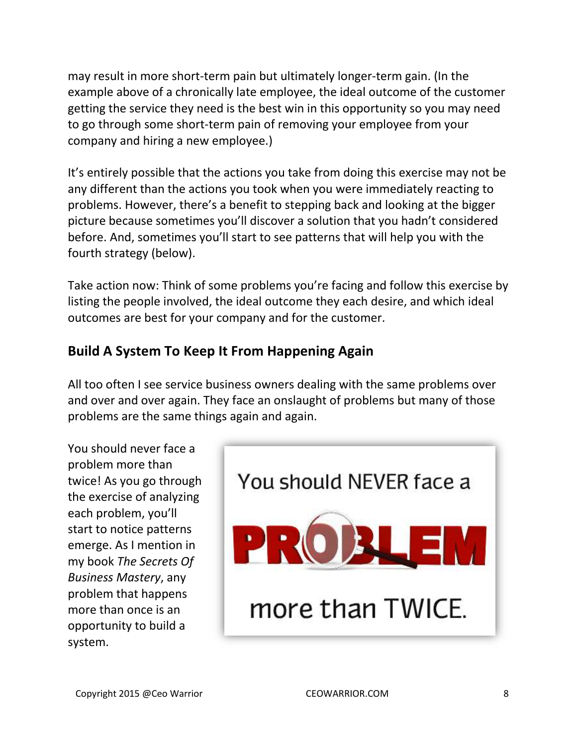may result in more short-term pain but ultimately longer-term gain. (In the example above of a chronically late employee, the ideal outcome of the customer getting the service they need is the best win in this opportunity so you may need to go through some short-term pain of removing your employee from your company and hiring a new employee.)

It's entirely possible that the actions you take from doing this exercise may not be any different than the actions you took when you were immediately reacting to problems. However, there's a benefit to stepping back and looking at the bigger picture because sometimes you'll discover a solution that you hadn't considered before. And, sometimes you'll start to see patterns that will help you with the fourth strategy (below).

Take action now: Think of some problems you're facing and follow this exercise by listing the people involved, the ideal outcome they each desire, and which ideal outcomes are best for your company and for the customer.

## Build A System To Keep It From Happening Again

All too often I see service business owners dealing with the same problems over and over and over again. They face an onslaught of problems but many of those problems are the same things again and again.

You should never face a problem more than twice! As you go through the exercise of analyzing each problem, you'll start to notice patterns emerge. As I mention in my book *The Secrets Of Business Mastery*, any problem that happens more than once is an opportunity to build a system.

You should NEVER face a PROBLEM more than TWICE.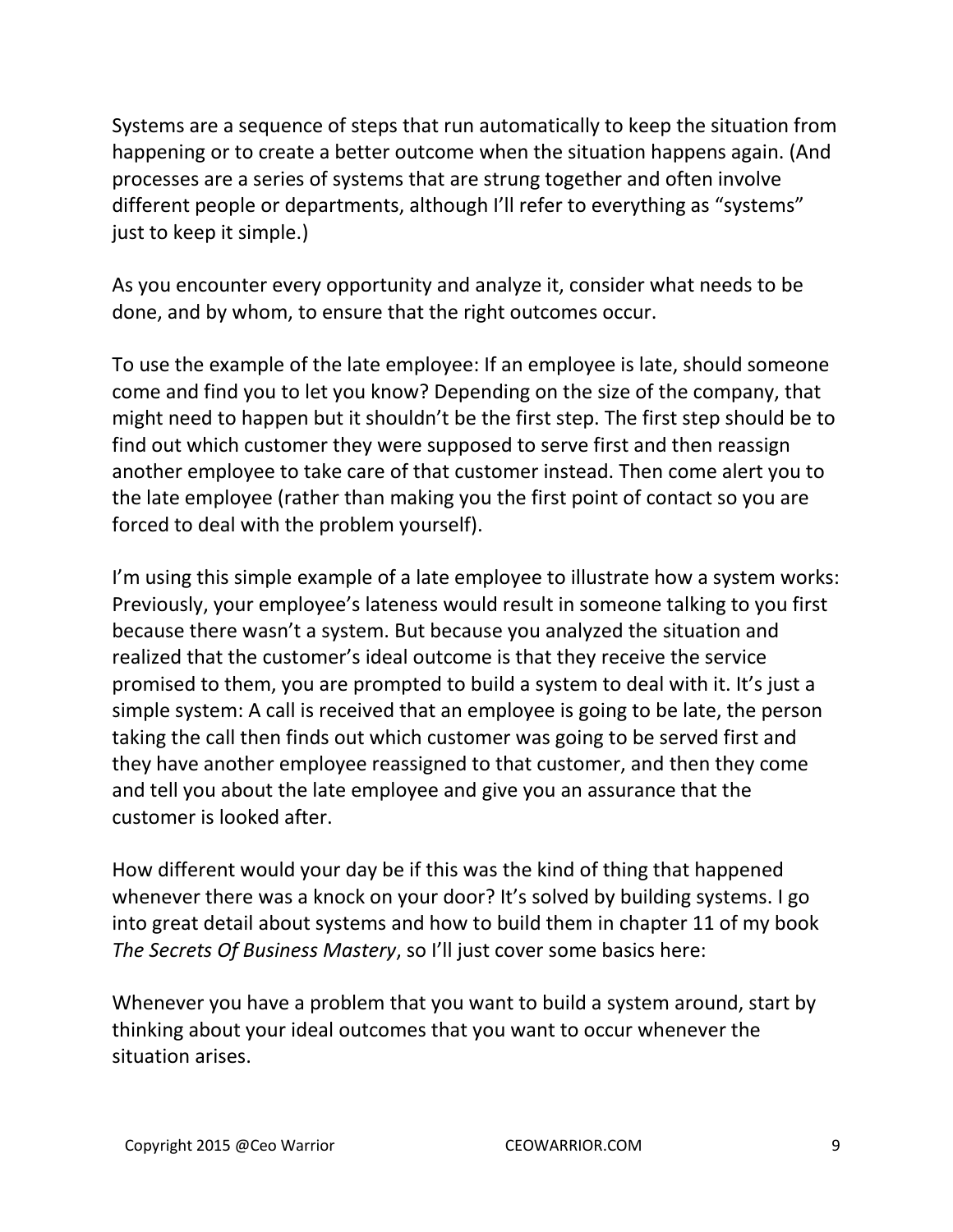Systems are a sequence of steps that run automatically to keep the situation from happening or to create a better outcome when the situation happens again. (And processes are a series of systems that are strung together and often involve different people or departments, although I'll refer to everything as "systems" just to keep it simple.)

As you encounter every opportunity and analyze it, consider what needs to be done, and by whom, to ensure that the right outcomes occur.

To use the example of the late employee: If an employee is late, should someone come and find you to let you know? Depending on the size of the company, that might need to happen but it shouldn't be the first step. The first step should be to find out which customer they were supposed to serve first and then reassign another employee to take care of that customer instead. Then come alert you to the late employee (rather than making you the first point of contact so you are forced to deal with the problem yourself).

I'm using this simple example of a late employee to illustrate how a system works: Previously, your employee's lateness would result in someone talking to you first because there wasn't a system. But because you analyzed the situation and realized that the customer's ideal outcome is that they receive the service promised to them, you are prompted to build a system to deal with it. It's just a simple system: A call is received that an employee is going to be late, the person taking the call then finds out which customer was going to be served first and they have another employee reassigned to that customer, and then they come and tell you about the late employee and give you an assurance that the customer is looked after.

How different would your day be if this was the kind of thing that happened whenever there was a knock on your door? It's solved by building systems. I go into great detail about systems and how to build them in chapter 11 of my book *The Secrets Of Business Mastery*, so I'll just cover some basics here:

Whenever you have a problem that you want to build a system around, start by thinking about your ideal outcomes that you want to occur whenever the situation arises.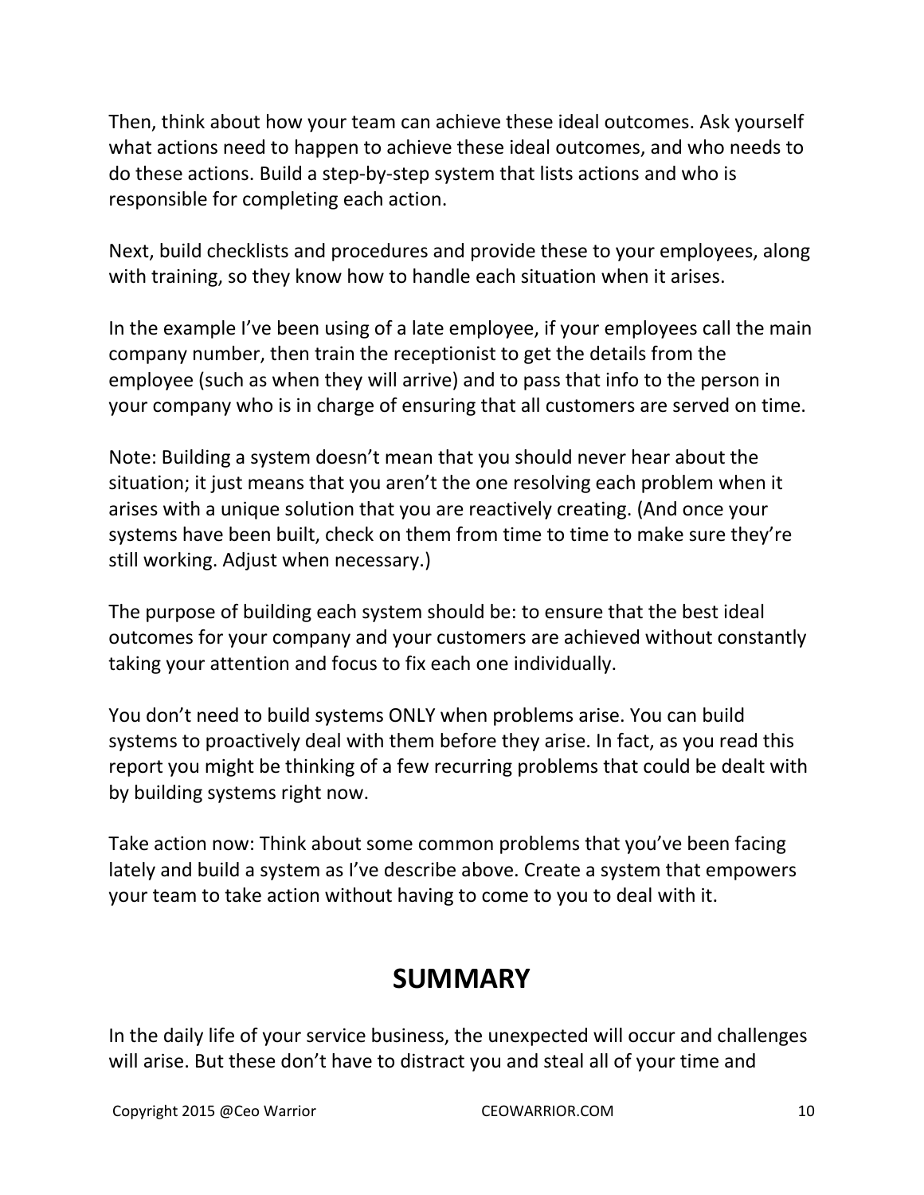Then, think about how your team can achieve these ideal outcomes. Ask yourself what actions need to happen to achieve these ideal outcomes, and who needs to do these actions. Build a step-by-step system that lists actions and who is responsible for completing each action.

Next, build checklists and procedures and provide these to your employees, along with training, so they know how to handle each situation when it arises.

In the example I've been using of a late employee, if your employees call the main company number, then train the receptionist to get the details from the employee (such as when they will arrive) and to pass that info to the person in your company who is in charge of ensuring that all customers are served on time.

Note: Building a system doesn't mean that you should never hear about the situation; it just means that you aren't the one resolving each problem when it arises with a unique solution that you are reactively creating. (And once your systems have been built, check on them from time to time to make sure they're still working. Adjust when necessary.)

The purpose of building each system should be: to ensure that the best ideal outcomes for your company and your customers are achieved without constantly taking your attention and focus to fix each one individually.

You don't need to build systems ONLY when problems arise. You can build systems to proactively deal with them before they arise. In fact, as you read this report you might be thinking of a few recurring problems that could be dealt with by building systems right now.

Take action now: Think about some common problems that you've been facing lately and build a system as I've describe above. Create a system that empowers your team to take action without having to come to you to deal with it.

## SUMMARY

In the daily life of your service business, the unexpected will occur and challenges will arise. But these don't have to distract you and steal all of your time and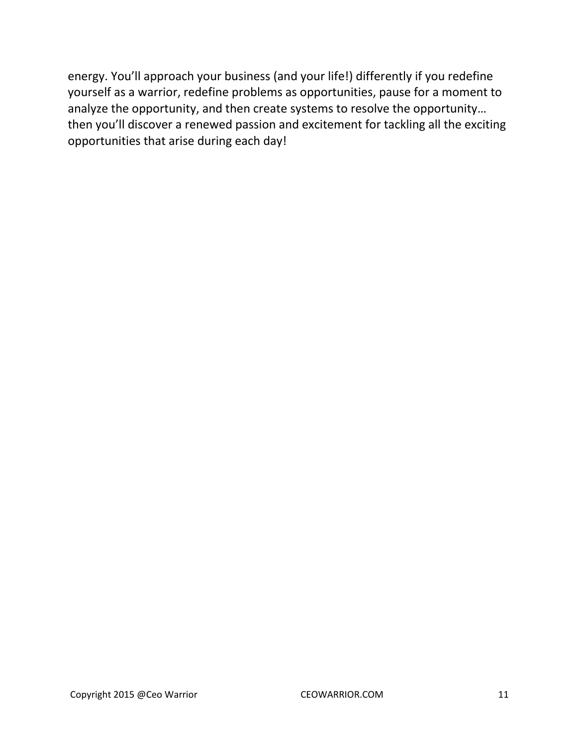energy. You’ll approach your business (and your life!) differently if you redefine yourself as a warrior, redefine problems as opportunities, pause for a moment to analyze the opportunity, and then create systems to resolve the opportunity… then you’ll discover a renewed passion and excitement for tackling all the exciting opportunities that arise during each day!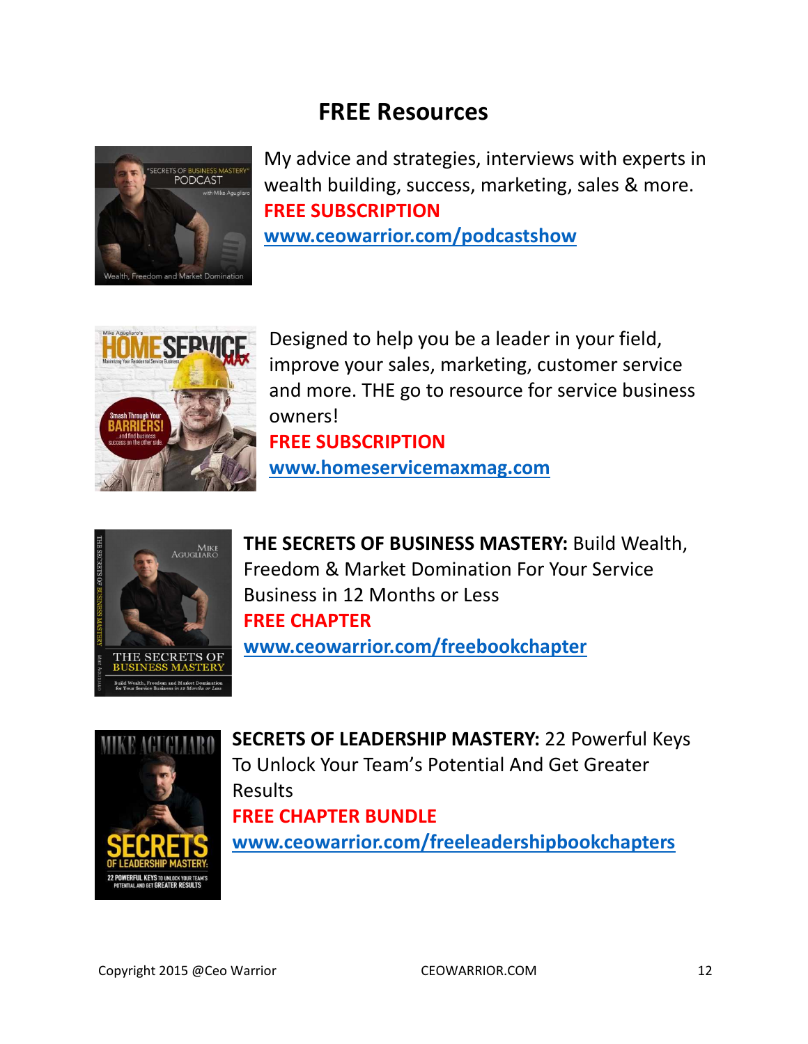# FREE Resources

My advice and strategies, interviews with experts in wealth building, success, marketing, sales & more.

**FREE SUBSCRIPTION**

**www.ceowarrior.com/podcastshow**

Designed to help you be a leader in your field, improve your sales, marketing, customer service and more. THE go to resource for service business owners!

**FREE SUBSCRIPTION**

**www.homeservicemaxmag.com**

**THE SECRETS OF BUSINESS MASTERY:** Build Wealth, Freedom & Market Domination For Your Service Business in 12 Months or Less

**FREE CHAPTER**

**www.ceowarrior.com/freebookchapter**

**SECRETS OF LEADERSHIP MASTERY:** 22 Powerful Keys To Unlock Your Team's Potential And Get Greater Results

**FREE CHAPTER BUNDLE**

**www.ceowarrior.com/freeleadershipbookchapters**

Copyright 2015 @Ceo Warrior